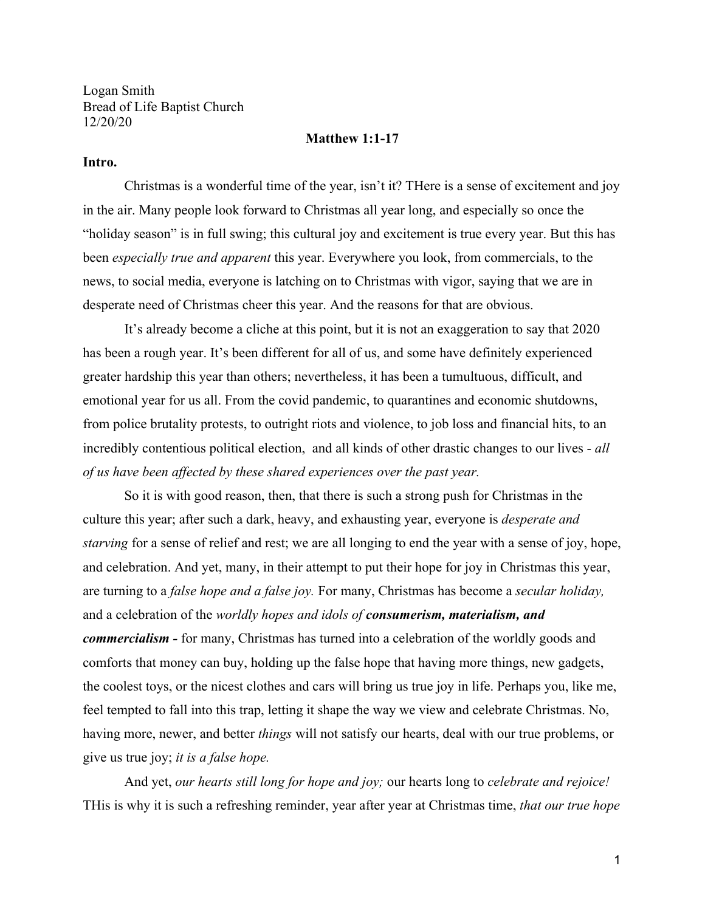Logan Smith
Bread of Life Baptist Church
12/20/20

**Matthew 1:1-17**

**Intro.**

Christmas is a wonderful time of the year, isn't it? THere is a sense of excitement and joy in the air. Many people look forward to Christmas all year long, and especially so once the "holiday season" is in full swing; this cultural joy and excitement is true every year. But this has been *especially true and apparent* this year. Everywhere you look, from commercials, to the news, to social media, everyone is latching on to Christmas with vigor, saying that we are in desperate need of Christmas cheer this year. And the reasons for that are obvious.

It's already become a cliche at this point, but it is not an exaggeration to say that 2020 has been a rough year. It's been different for all of us, and some have definitely experienced greater hardship this year than others; nevertheless, it has been a tumultuous, difficult, and emotional year for us all. From the covid pandemic, to quarantines and economic shutdowns, from police brutality protests, to outright riots and violence, to job loss and financial hits, to an incredibly contentious political election, and all kinds of other drastic changes to our lives - *all of us have been affected by these shared experiences over the past year.*

So it is with good reason, then, that there is such a strong push for Christmas in the culture this year; after such a dark, heavy, and exhausting year, everyone is *desperate and starving* for a sense of relief and rest; we are all longing to end the year with a sense of joy, hope, and celebration. And yet, many, in their attempt to put their hope for joy in Christmas this year, are turning to a *false hope and a false joy.* For many, Christmas has become a *secular holiday,* and a celebration of the *worldly hopes and idols of* ***consumerism, materialism, and commercialism -*** for many, Christmas has turned into a celebration of the worldly goods and comforts that money can buy, holding up the false hope that having more things, new gadgets, the coolest toys, or the nicest clothes and cars will bring us true joy in life. Perhaps you, like me, feel tempted to fall into this trap, letting it shape the way we view and celebrate Christmas. No, having more, newer, and better *things* will not satisfy our hearts, deal with our true problems, or give us true joy; *it is a false hope.*

And yet, *our hearts still long for hope and joy;* our hearts long to *celebrate and rejoice!* THis is why it is such a refreshing reminder, year after year at Christmas time, *that our true hope*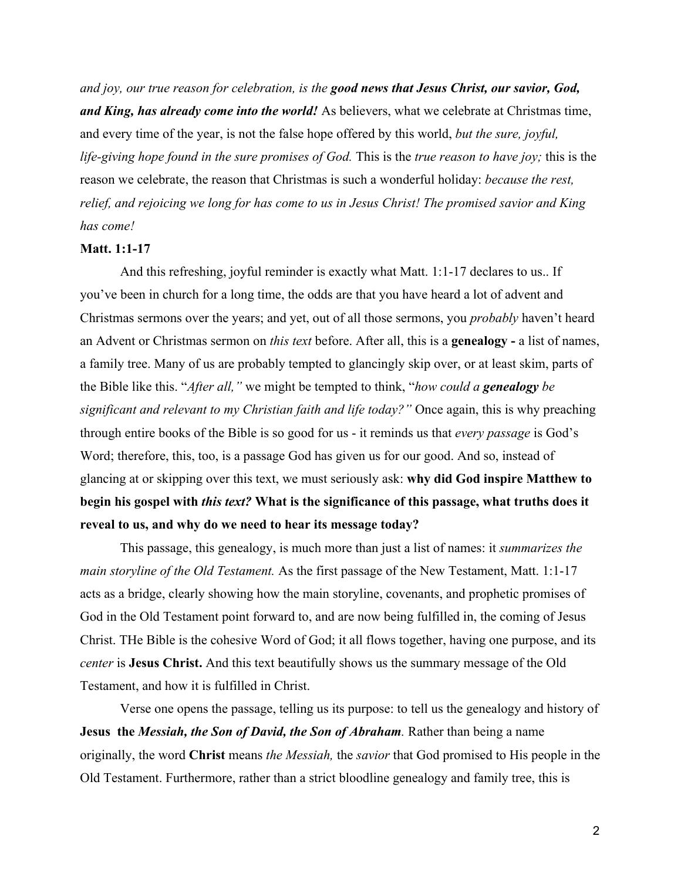*and joy, our true reason for celebration, is the **good news that Jesus Christ, our savior, God, and King, has already come into the world!*** As believers, what we celebrate at Christmas time, and every time of the year, is not the false hope offered by this world, *but the sure, joyful, life-giving hope found in the sure promises of God.* This is the *true reason to have joy;* this is the reason we celebrate, the reason that Christmas is such a wonderful holiday: *because the rest, relief, and rejoicing we long for has come to us in Jesus Christ! The promised savior and King has come!*

**Matt. 1:1-17**

And this refreshing, joyful reminder is exactly what Matt. 1:1-17 declares to us.. If you've been in church for a long time, the odds are that you have heard a lot of advent and Christmas sermons over the years; and yet, out of all those sermons, you *probably* haven't heard an Advent or Christmas sermon on *this text* before. After all, this is a **genealogy -** a list of names, a family tree. Many of us are probably tempted to glancingly skip over, or at least skim, parts of the Bible like this. "*After all,*" we might be tempted to think, "*how could a **genealogy** be significant and relevant to my Christian faith and life today?"* Once again, this is why preaching through entire books of the Bible is so good for us - it reminds us that *every passage* is God's Word; therefore, this, too, is a passage God has given us for our good. And so, instead of glancing at or skipping over this text, we must seriously ask: **why did God inspire Matthew to begin his gospel with *this text?* What is the significance of this passage, what truths does it reveal to us, and why do we need to hear its message today?**

This passage, this genealogy, is much more than just a list of names: it *summarizes the main storyline of the Old Testament.* As the first passage of the New Testament, Matt. 1:1-17 acts as a bridge, clearly showing how the main storyline, covenants, and prophetic promises of God in the Old Testament point forward to, and are now being fulfilled in, the coming of Jesus Christ. THe Bible is the cohesive Word of God; it all flows together, having one purpose, and its *center* is **Jesus Christ.** And this text beautifully shows us the summary message of the Old Testament, and how it is fulfilled in Christ.

Verse one opens the passage, telling us its purpose: to tell us the genealogy and history of **Jesus the *Messiah, the Son of David, the Son of Abraham*.** Rather than being a name originally, the word **Christ** means *the Messiah,* the *savior* that God promised to His people in the Old Testament. Furthermore, rather than a strict bloodline genealogy and family tree, this is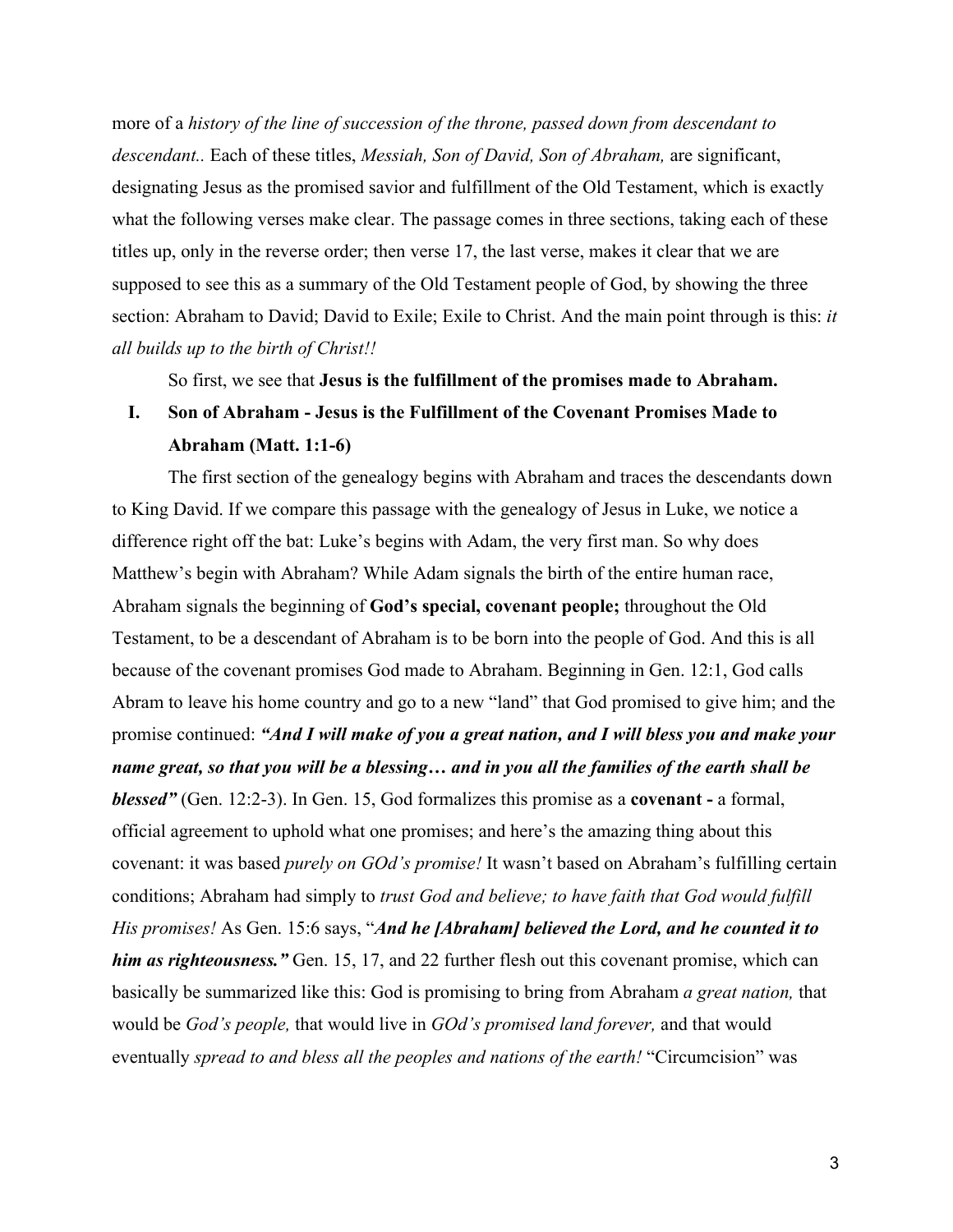more of a *history of the line of succession of the throne, passed down from descendant to descendant..* Each of these titles, *Messiah, Son of David, Son of Abraham,* are significant, designating Jesus as the promised savior and fulfillment of the Old Testament, which is exactly what the following verses make clear. The passage comes in three sections, taking each of these titles up, only in the reverse order; then verse 17, the last verse, makes it clear that we are supposed to see this as a summary of the Old Testament people of God, by showing the three section: Abraham to David; David to Exile; Exile to Christ. And the main point through is this: *it all builds up to the birth of Christ!!*

So first, we see that **Jesus is the fulfillment of the promises made to Abraham.**

## I. Son of Abraham - Jesus is the Fulfillment of the Covenant Promises Made to Abraham (Matt. 1:1-6)

The first section of the genealogy begins with Abraham and traces the descendants down to King David. If we compare this passage with the genealogy of Jesus in Luke, we notice a difference right off the bat: Luke's begins with Adam, the very first man. So why does Matthew's begin with Abraham? While Adam signals the birth of the entire human race, Abraham signals the beginning of **God's special, covenant people;** throughout the Old Testament, to be a descendant of Abraham is to be born into the people of God. And this is all because of the covenant promises God made to Abraham. Beginning in Gen. 12:1, God calls Abram to leave his home country and go to a new "land" that God promised to give him; and the promise continued: ***"And I will make of you a great nation, and I will bless you and make your name great, so that you will be a blessing… and in you all the families of the earth shall be blessed"*** (Gen. 12:2-3). In Gen. 15, God formalizes this promise as a **covenant -** a formal, official agreement to uphold what one promises; and here's the amazing thing about this covenant: it was based *purely on GOd's promise!* It wasn't based on Abraham's fulfilling certain conditions; Abraham had simply to *trust God and believe; to have faith that God would fulfill His promises!* As Gen. 15:6 says, "***And he [Abraham] believed the Lord, and he counted it to him as righteousness."*** Gen. 15, 17, and 22 further flesh out this covenant promise, which can basically be summarized like this: God is promising to bring from Abraham *a great nation,* that would be *God's people,* that would live in *GOd's promised land forever,* and that would eventually *spread to and bless all the peoples and nations of the earth!* "Circumcision" was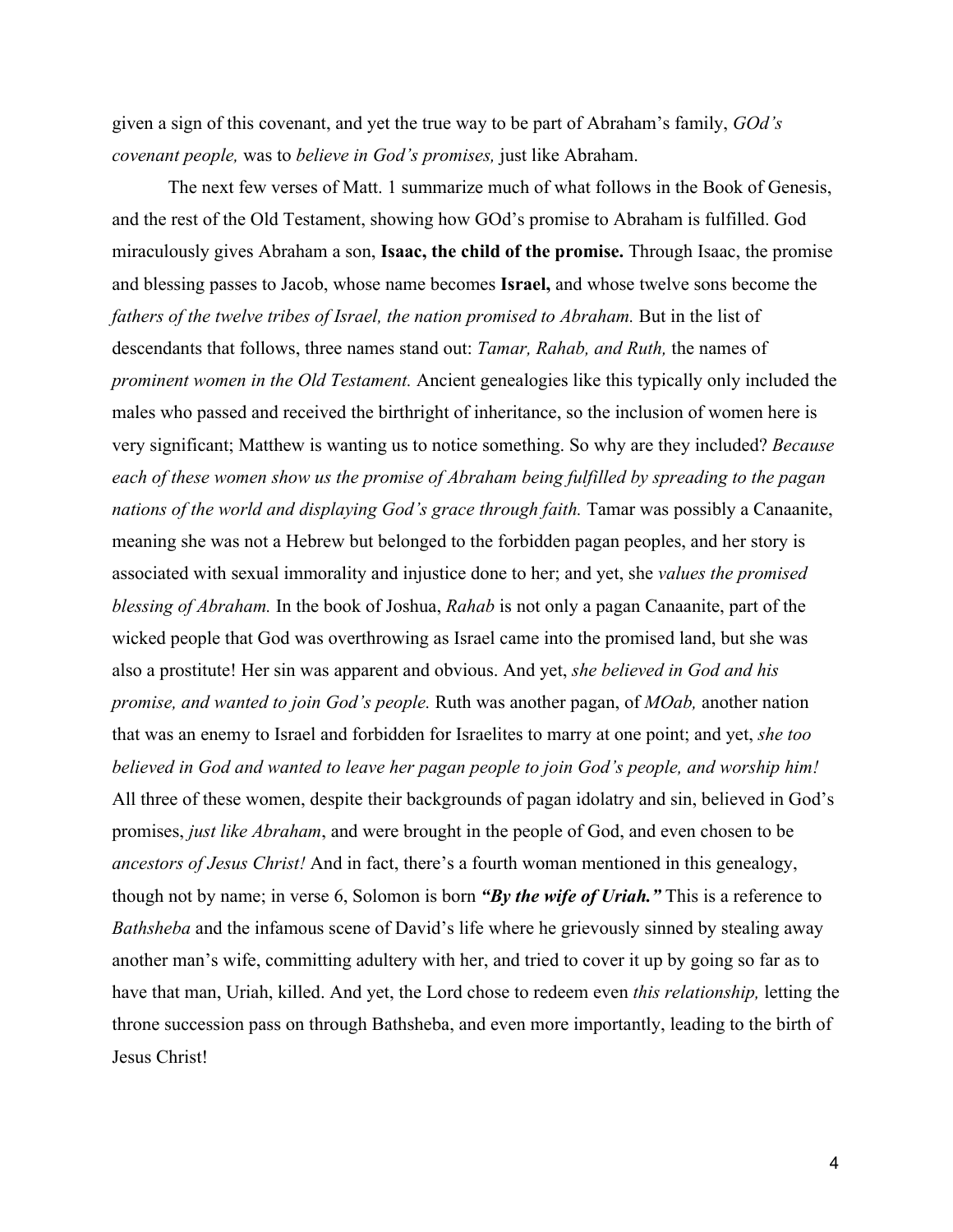given a sign of this covenant, and yet the true way to be part of Abraham's family, *GOd's covenant people,* was to *believe in God's promises,* just like Abraham.

The next few verses of Matt. 1 summarize much of what follows in the Book of Genesis, and the rest of the Old Testament, showing how GOd's promise to Abraham is fulfilled. God miraculously gives Abraham a son, **Isaac, the child of the promise.** Through Isaac, the promise and blessing passes to Jacob, whose name becomes **Israel,** and whose twelve sons become the *fathers of the twelve tribes of Israel, the nation promised to Abraham.* But in the list of descendants that follows, three names stand out: *Tamar, Rahab, and Ruth,* the names of *prominent women in the Old Testament.* Ancient genealogies like this typically only included the males who passed and received the birthright of inheritance, so the inclusion of women here is very significant; Matthew is wanting us to notice something. So why are they included? *Because each of these women show us the promise of Abraham being fulfilled by spreading to the pagan nations of the world and displaying God's grace through faith.* Tamar was possibly a Canaanite, meaning she was not a Hebrew but belonged to the forbidden pagan peoples, and her story is associated with sexual immorality and injustice done to her; and yet, she *values the promised blessing of Abraham.* In the book of Joshua, *Rahab* is not only a pagan Canaanite, part of the wicked people that God was overthrowing as Israel came into the promised land, but she was also a prostitute! Her sin was apparent and obvious. And yet, *she believed in God and his promise, and wanted to join God's people.* Ruth was another pagan, of *MOab,* another nation that was an enemy to Israel and forbidden for Israelites to marry at one point; and yet, *she too believed in God and wanted to leave her pagan people to join God's people, and worship him!* All three of these women, despite their backgrounds of pagan idolatry and sin, believed in God's promises, *just like Abraham*, and were brought in the people of God, and even chosen to be *ancestors of Jesus Christ!* And in fact, there's a fourth woman mentioned in this genealogy, though not by name; in verse 6, Solomon is born ***"By the wife of Uriah."*** This is a reference to *Bathsheba* and the infamous scene of David's life where he grievously sinned by stealing away another man's wife, committing adultery with her, and tried to cover it up by going so far as to have that man, Uriah, killed. And yet, the Lord chose to redeem even *this relationship,* letting the throne succession pass on through Bathsheba, and even more importantly, leading to the birth of Jesus Christ!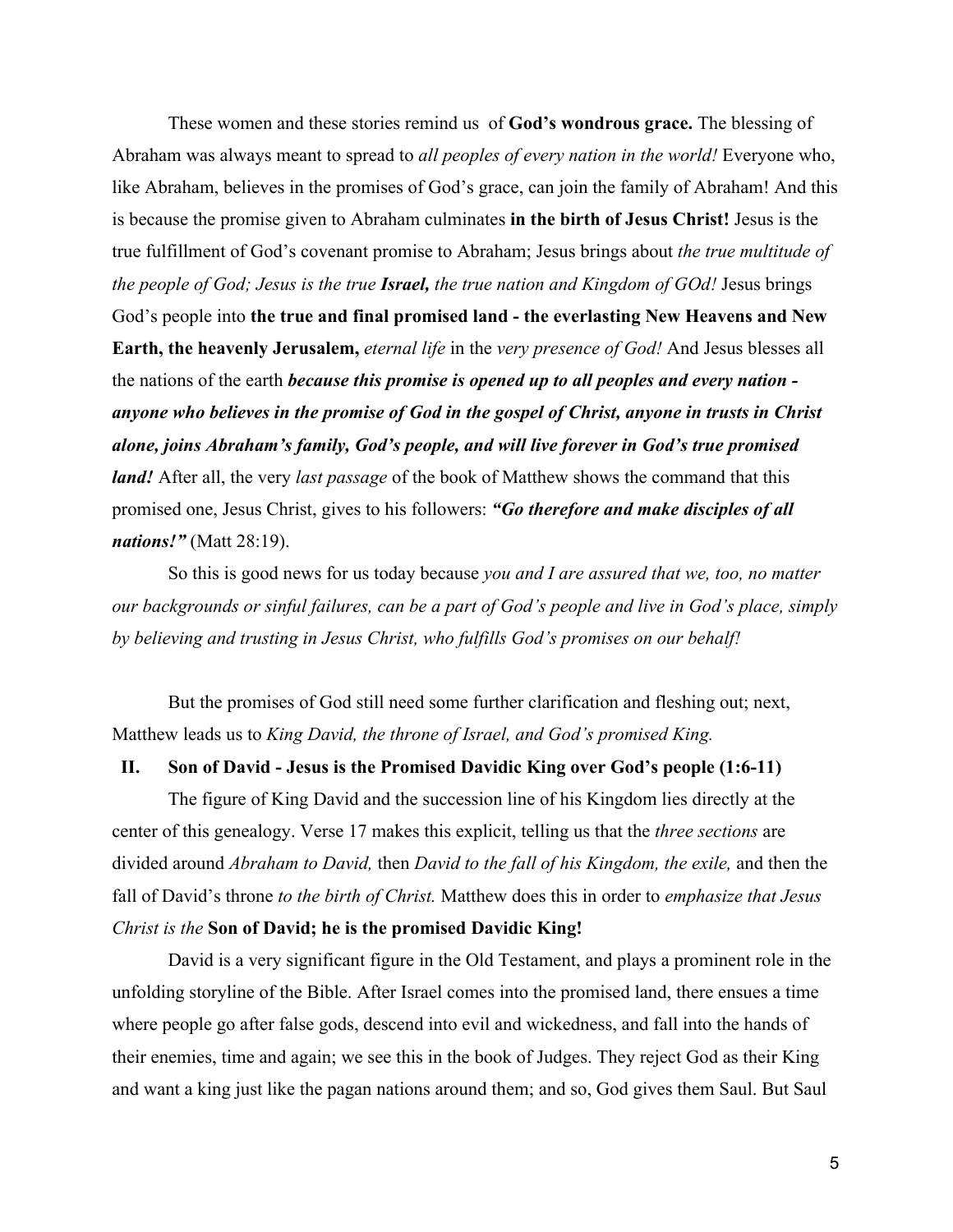These women and these stories remind us  of **God's wondrous grace.** The blessing of Abraham was always meant to spread to *all peoples of every nation in the world!* Everyone who, like Abraham, believes in the promises of God's grace, can join the family of Abraham! And this is because the promise given to Abraham culminates **in the birth of Jesus Christ!** Jesus is the true fulfillment of God's covenant promise to Abraham; Jesus brings about *the true multitude of the people of God; Jesus is the true* ***Israel,*** *the true nation and Kingdom of GOd!* Jesus brings God's people into **the true and final promised land - the everlasting New Heavens and New Earth, the heavenly Jerusalem,** *eternal life* in the *very presence of God!* And Jesus blesses all the nations of the earth ***because this promise is opened up to all peoples and every nation - anyone who believes in the promise of God in the gospel of Christ, anyone in trusts in Christ alone, joins Abraham's family, God's people, and will live forever in God's true promised land!*** After all, the very *last passage* of the book of Matthew shows the command that this promised one, Jesus Christ, gives to his followers: ***"Go therefore and make disciples of all nations!"*** (Matt 28:19).

So this is good news for us today because *you and I are assured that we, too, no matter our backgrounds or sinful failures, can be a part of God's people and live in God's place, simply by believing and trusting in Jesus Christ, who fulfills God's promises on our behalf!*

But the promises of God still need some further clarification and fleshing out; next, Matthew leads us to *King David, the throne of Israel, and God's promised King.*

## II. Son of David - Jesus is the Promised Davidic King over God's people (1:6-11)

The figure of King David and the succession line of his Kingdom lies directly at the center of this genealogy. Verse 17 makes this explicit, telling us that the *three sections* are divided around *Abraham to David,* then *David to the fall of his Kingdom, the exile,* and then the fall of David's throne *to the birth of Christ.* Matthew does this in order to *emphasize that Jesus Christ is the* **Son of David; he is the promised Davidic King!**

David is a very significant figure in the Old Testament, and plays a prominent role in the unfolding storyline of the Bible. After Israel comes into the promised land, there ensues a time where people go after false gods, descend into evil and wickedness, and fall into the hands of their enemies, time and again; we see this in the book of Judges. They reject God as their King and want a king just like the pagan nations around them; and so, God gives them Saul. But Saul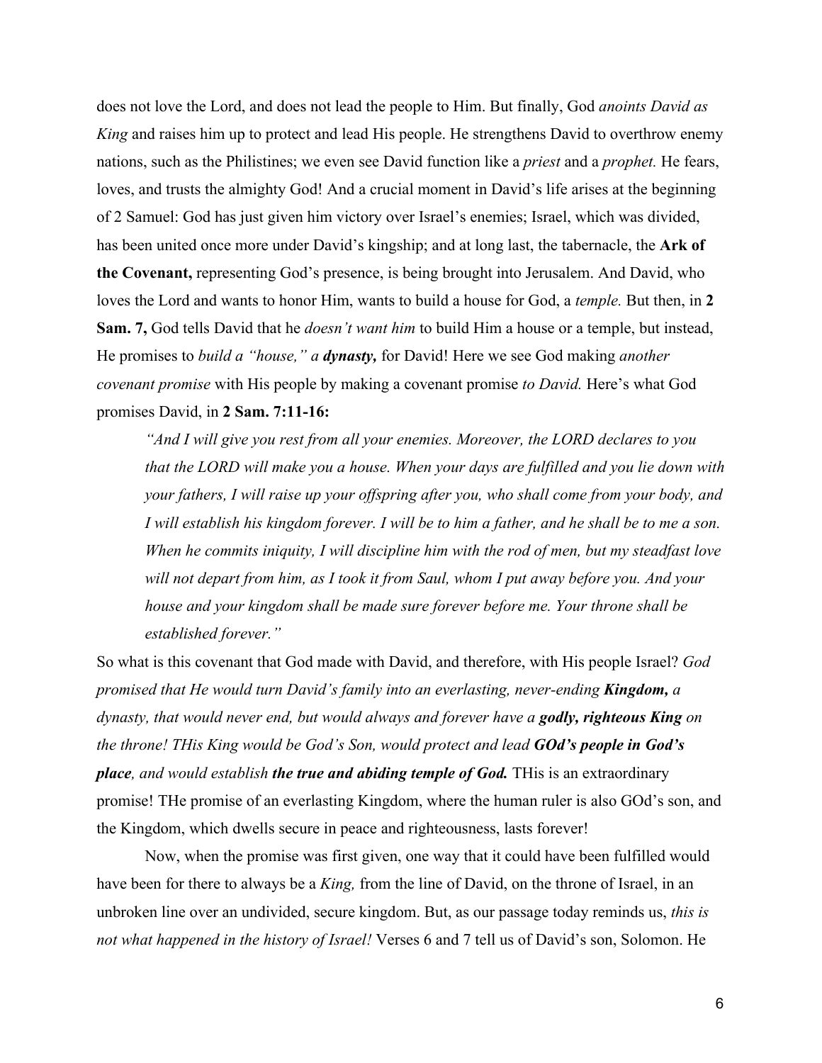does not love the Lord, and does not lead the people to Him. But finally, God *anoints David as King* and raises him up to protect and lead His people. He strengthens David to overthrow enemy nations, such as the Philistines; we even see David function like a *priest* and a *prophet.* He fears, loves, and trusts the almighty God! And a crucial moment in David's life arises at the beginning of 2 Samuel: God has just given him victory over Israel's enemies; Israel, which was divided, has been united once more under David's kingship; and at long last, the tabernacle, the **Ark of the Covenant,** representing God's presence, is being brought into Jerusalem. And David, who loves the Lord and wants to honor Him, wants to build a house for God, a *temple.* But then, in **2 Sam. 7,** God tells David that he *doesn't want him* to build Him a house or a temple, but instead, He promises to *build a "house," a **dynasty,*** for David! Here we see God making *another covenant promise* with His people by making a covenant promise *to David.* Here's what God promises David, in **2 Sam. 7:11-16:**

> *"And I will give you rest from all your enemies. Moreover, the LORD declares to you that the LORD will make you a house. When your days are fulfilled and you lie down with your fathers, I will raise up your offspring after you, who shall come from your body, and I will establish his kingdom forever. I will be to him a father, and he shall be to me a son. When he commits iniquity, I will discipline him with the rod of men, but my steadfast love will not depart from him, as I took it from Saul, whom I put away before you. And your house and your kingdom shall be made sure forever before me. Your throne shall be established forever."*

So what is this covenant that God made with David, and therefore, with His people Israel? *God promised that He would turn David's family into an everlasting, never-ending **Kingdom,** a dynasty, that would never end, but would always and forever have a **godly, righteous King** on the throne! THis King would be God's Son, would protect and lead **GOd's people in God's place**, and would establish **the true and abiding temple of God.*** THis is an extraordinary promise! THe promise of an everlasting Kingdom, where the human ruler is also GOd's son, and the Kingdom, which dwells secure in peace and righteousness, lasts forever!

Now, when the promise was first given, one way that it could have been fulfilled would have been for there to always be a *King,* from the line of David, on the throne of Israel, in an unbroken line over an undivided, secure kingdom. But, as our passage today reminds us, *this is not what happened in the history of Israel!* Verses 6 and 7 tell us of David's son, Solomon. He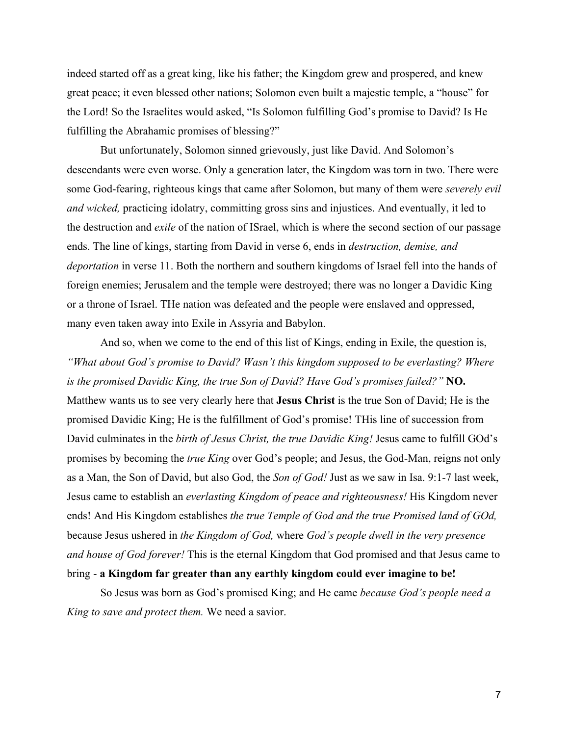indeed started off as a great king, like his father; the Kingdom grew and prospered, and knew great peace; it even blessed other nations; Solomon even built a majestic temple, a "house" for the Lord! So the Israelites would asked, "Is Solomon fulfilling God's promise to David? Is He fulfilling the Abrahamic promises of blessing?"

But unfortunately, Solomon sinned grievously, just like David. And Solomon's descendants were even worse. Only a generation later, the Kingdom was torn in two. There were some God-fearing, righteous kings that came after Solomon, but many of them were *severely evil and wicked,* practicing idolatry, committing gross sins and injustices. And eventually, it led to the destruction and *exile* of the nation of ISrael, which is where the second section of our passage ends. The line of kings, starting from David in verse 6, ends in *destruction, demise, and deportation* in verse 11. Both the northern and southern kingdoms of Israel fell into the hands of foreign enemies; Jerusalem and the temple were destroyed; there was no longer a Davidic King or a throne of Israel. THe nation was defeated and the people were enslaved and oppressed, many even taken away into Exile in Assyria and Babylon.

And so, when we come to the end of this list of Kings, ending in Exile, the question is, *"What about God's promise to David? Wasn't this kingdom supposed to be everlasting? Where is the promised Davidic King, the true Son of David? Have God's promises failed?"* **NO.** Matthew wants us to see very clearly here that **Jesus Christ** is the true Son of David; He is the promised Davidic King; He is the fulfillment of God's promise! THis line of succession from David culminates in the *birth of Jesus Christ, the true Davidic King!* Jesus came to fulfill GOd's promises by becoming the *true King* over God's people; and Jesus, the God-Man, reigns not only as a Man, the Son of David, but also God, the *Son of God!* Just as we saw in Isa. 9:1-7 last week, Jesus came to establish an *everlasting Kingdom of peace and righteousness!* His Kingdom never ends! And His Kingdom establishes *the true Temple of God and the true Promised land of GOd,* because Jesus ushered in *the Kingdom of God,* where *God's people dwell in the very presence and house of God forever!* This is the eternal Kingdom that God promised and that Jesus came to bring - **a Kingdom far greater than any earthly kingdom could ever imagine to be!**

So Jesus was born as God's promised King; and He came *because God's people need a King to save and protect them.* We need a savior.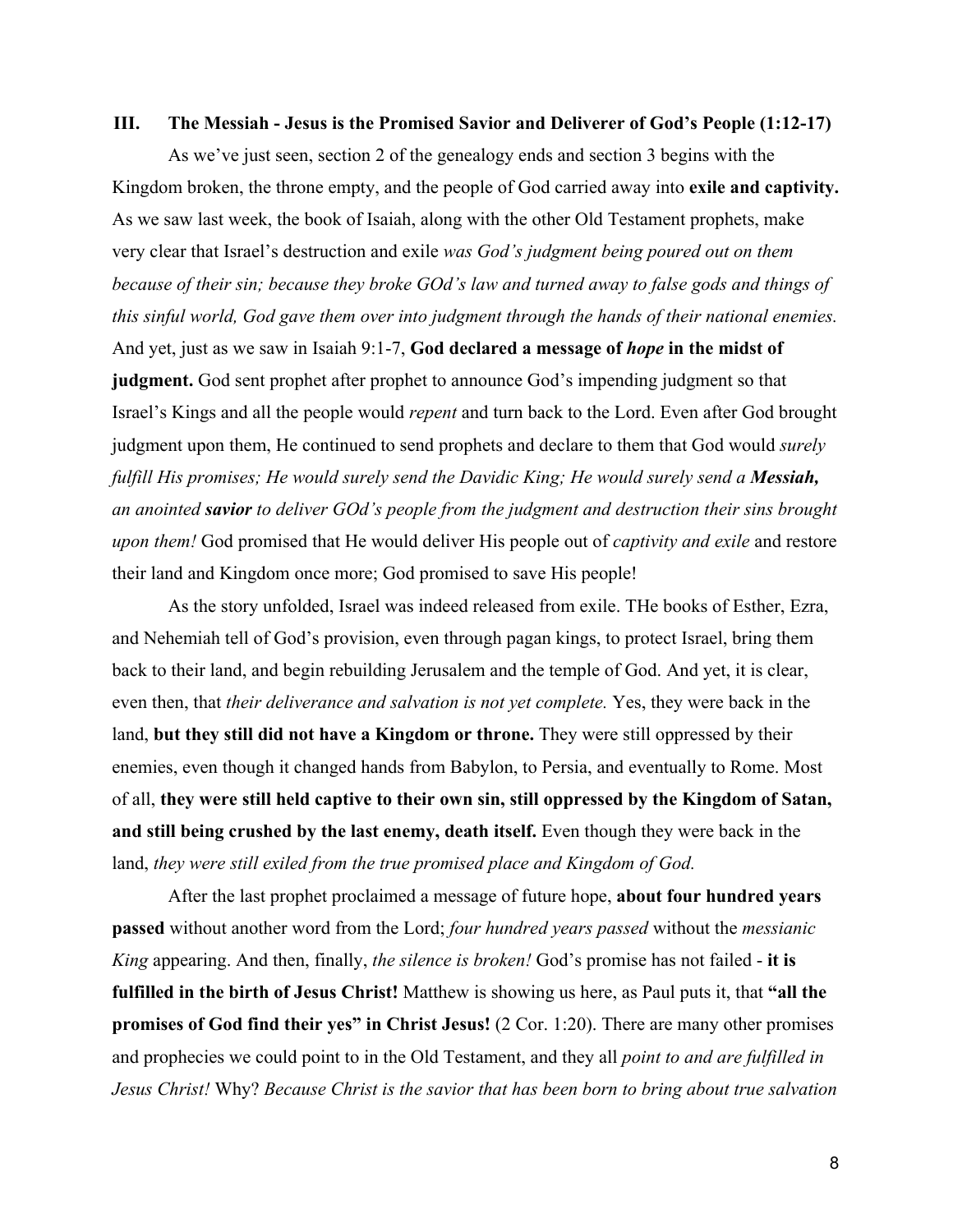## III. The Messiah - Jesus is the Promised Savior and Deliverer of God's People (1:12-17)

As we've just seen, section 2 of the genealogy ends and section 3 begins with the Kingdom broken, the throne empty, and the people of God carried away into **exile and captivity.** As we saw last week, the book of Isaiah, along with the other Old Testament prophets, make very clear that Israel's destruction and exile *was God's judgment being poured out on them because of their sin; because they broke GOd's law and turned away to false gods and things of this sinful world, God gave them over into judgment through the hands of their national enemies.* And yet, just as we saw in Isaiah 9:1-7, **God declared a message of *hope* in the midst of judgment.** God sent prophet after prophet to announce God's impending judgment so that Israel's Kings and all the people would *repent* and turn back to the Lord. Even after God brought judgment upon them, He continued to send prophets and declare to them that God would *surely fulfill His promises; He would surely send the Davidic King; He would surely send a **Messiah,** an anointed **savior** to deliver GOd's people from the judgment and destruction their sins brought upon them!* God promised that He would deliver His people out of *captivity and exile* and restore their land and Kingdom once more; God promised to save His people!

As the story unfolded, Israel was indeed released from exile. THe books of Esther, Ezra, and Nehemiah tell of God's provision, even through pagan kings, to protect Israel, bring them back to their land, and begin rebuilding Jerusalem and the temple of God. And yet, it is clear, even then, that *their deliverance and salvation is not yet complete.* Yes, they were back in the land, **but they still did not have a Kingdom or throne.** They were still oppressed by their enemies, even though it changed hands from Babylon, to Persia, and eventually to Rome. Most of all, **they were still held captive to their own sin, still oppressed by the Kingdom of Satan, and still being crushed by the last enemy, death itself.** Even though they were back in the land, *they were still exiled from the true promised place and Kingdom of God.*

After the last prophet proclaimed a message of future hope, **about four hundred years passed** without another word from the Lord; *four hundred years passed* without the *messianic King* appearing. And then, finally, *the silence is broken!* God's promise has not failed - **it is fulfilled in the birth of Jesus Christ!** Matthew is showing us here, as Paul puts it, that **"all the promises of God find their yes" in Christ Jesus!** (2 Cor. 1:20). There are many other promises and prophecies we could point to in the Old Testament, and they all *point to and are fulfilled in Jesus Christ!* Why? *Because Christ is the savior that has been born to bring about true salvation*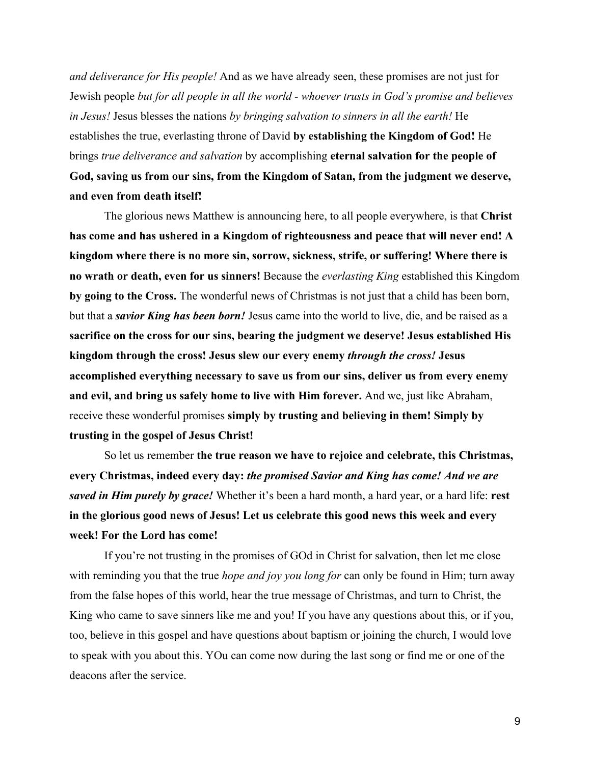*and deliverance for His people!* And as we have already seen, these promises are not just for Jewish people *but for all people in all the world - whoever trusts in God's promise and believes in Jesus!* Jesus blesses the nations *by bringing salvation to sinners in all the earth!* He establishes the true, everlasting throne of David **by establishing the Kingdom of God!** He brings *true deliverance and salvation* by accomplishing **eternal salvation for the people of God, saving us from our sins, from the Kingdom of Satan, from the judgment we deserve, and even from death itself!**

The glorious news Matthew is announcing here, to all people everywhere, is that **Christ has come and has ushered in a Kingdom of righteousness and peace that will never end! A kingdom where there is no more sin, sorrow, sickness, strife, or suffering! Where there is no wrath or death, even for us sinners!** Because the *everlasting King* established this Kingdom **by going to the Cross.** The wonderful news of Christmas is not just that a child has been born, but that a ***savior King has been born!*** Jesus came into the world to live, die, and be raised as a **sacrifice on the cross for our sins, bearing the judgment we deserve! Jesus established His kingdom through the cross! Jesus slew our every enemy *through the cross!* Jesus accomplished everything necessary to save us from our sins, deliver us from every enemy and evil, and bring us safely home to live with Him forever.** And we, just like Abraham, receive these wonderful promises **simply by trusting and believing in them! Simply by trusting in the gospel of Jesus Christ!**

So let us remember **the true reason we have to rejoice and celebrate, this Christmas, every Christmas, indeed every day: *the promised Savior and King has come! And we are saved in Him purely by grace!*** Whether it's been a hard month, a hard year, or a hard life: **rest in the glorious good news of Jesus! Let us celebrate this good news this week and every week! For the Lord has come!**

If you're not trusting in the promises of GOd in Christ for salvation, then let me close with reminding you that the true *hope and joy you long for* can only be found in Him; turn away from the false hopes of this world, hear the true message of Christmas, and turn to Christ, the King who came to save sinners like me and you! If you have any questions about this, or if you, too, believe in this gospel and have questions about baptism or joining the church, I would love to speak with you about this. YOu can come now during the last song or find me or one of the deacons after the service.